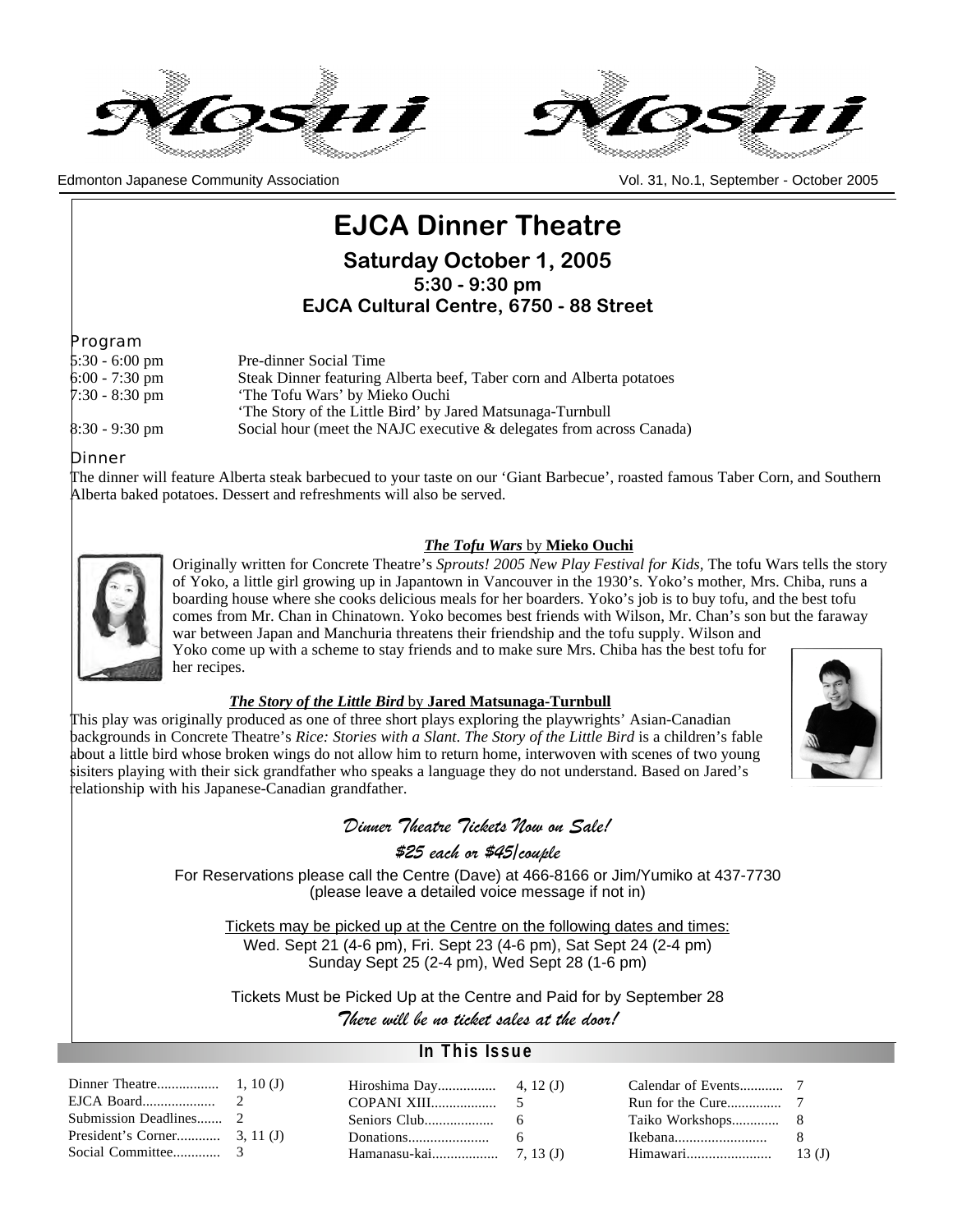# Moshi

Edmonton Japanese Community Association

# EJCA Dinner Theatre

## Saturday October 1, 2005

### 5:30 - 9:30 pm

### EJCA Cultural Centre, 6750 - 88 Street

### Program

| | |
|---|---|
| 5:30 - 6:00 pm | Pre-dinner Social Time |
| 6:00 - 7:30 pm | Steak Dinner featuring Alberta beef, Taber corn and Alberta potatoes |
| 7:30 - 8:30 pm | 'The Tofu Wars' by Mieko Ouchi |
| | 'The Story of the Little Bird' by Jared Matsunaga-Turnbull |
| 8:30 - 9:30 pm | Social hour (meet the NAJC executive & delegates from across Canada) |

### Dinner

The dinner will feature Alberta steak barbecued to your taste on our 'Giant Barbecue', roasted famous Taber Corn, and Southern Alberta baked potatoes. Dessert and refreshments will also be served.

***The Tofu Wars*** **by Mieko Ouchi**

Originally written for Concrete Theatre's *Sprouts! 2005 New Play Festival for Kids*, The tofu Wars tells the story of Yoko, a little girl growing up in Japantown in Vancouver in the 1930's. Yoko's mother, Mrs. Chiba, runs a boarding house where she cooks delicious meals for her boarders. Yoko's job is to buy tofu, and the best tofu comes from Mr. Chan in Chinatown. Yoko becomes best friends with Wilson, Mr. Chan's son but the faraway war between Japan and Manchuria threatens their friendship and the tofu supply. Wilson and Yoko come up with a scheme to stay friends and to make sure Mrs. Chiba has the best tofu for her recipes.

***The Story of the Little Bird*** **by Jared Matsunaga-Turnbull**

This play was originally produced as one of three short plays exploring the playwrights' Asian-Canadian backgrounds in Concrete Theatre's *Rice: Stories with a Slant*. *The Story of the Little Bird* is a children's fable about a little bird whose broken wings do not allow him to return home, interwoven with scenes of two young sisiters playing with their sick grandfather who speaks a language they do not understand. Based on Jared's relationship with his Japanese-Canadian grandfather.

*Dinner Theatre Tickets Now on Sale!*

*$25 each or $45/couple*

For Reservations please call the Centre (Dave) at 466-8166 or Jim/Yumiko at 437-7730 (please leave a detailed voice message if not in)

Tickets may be picked up at the Centre on the following dates and times:
Wed. Sept 21 (4-6 pm), Fri. Sept 23 (4-6 pm), Sat Sept 24 (2-4 pm)
Sunday Sept 25 (2-4 pm), Wed Sept 28 (1-6 pm)

Tickets Must be Picked Up at the Centre and Paid for by September 28

*There will be no ticket sales at the door!*

## In This Issue

| | | | | | |
|---|---|---|---|---|---|
| Dinner Theatre | 1, 10 (J) | Hiroshima Day | 4, 12 (J) | Calendar of Events | 7 |
| EJCA Board | 2 | COPANI XIII | 5 | Run for the Cure | 7 |
| Submission Deadlines | 2 | Seniors Club | 6 | Taiko Workshops | 8 |
| President's Corner | 3, 11 (J) | Donations | 6 | Ikebana | 8 |
| Social Committee | 3 | Hamanasu-kai | 7, 13 (J) | Himawari | 13 (J) |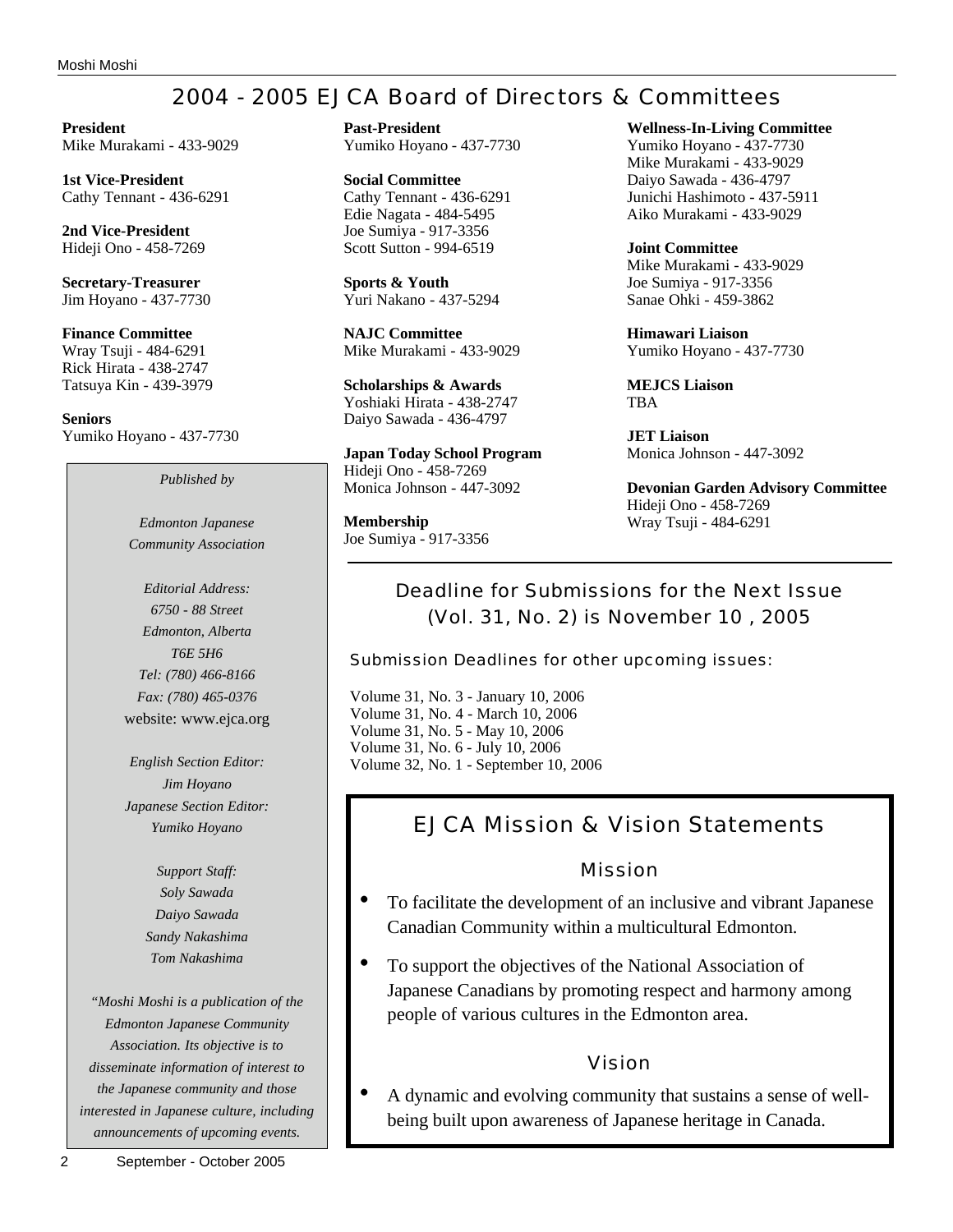# 2004 - 2005 EJCA Board of Directors & Committees

**President**
Mike Murakami - 433-9029

**1st Vice-President**
Cathy Tennant - 436-6291

**2nd Vice-President**
Hideji Ono - 458-7269

**Secretary-Treasurer**
Jim Hoyano - 437-7730

**Finance Committee**
Wray Tsuji - 484-6291
Rick Hirata - 438-2747
Tatsuya Kin - 439-3979

**Seniors**
Yumiko Hoyano - 437-7730

**Past-President**
Yumiko Hoyano - 437-7730

**Social Committee**
Cathy Tennant - 436-6291
Edie Nagata - 484-5495
Joe Sumiya - 917-3356
Scott Sutton - 994-6519

**Sports & Youth**
Yuri Nakano - 437-5294

**NAJC Committee**
Mike Murakami - 433-9029

**Scholarships & Awards**
Yoshiaki Hirata - 438-2747
Daiyo Sawada - 436-4797

**Japan Today School Program**
Hideji Ono - 458-7269
Monica Johnson - 447-3092

**Membership**
Joe Sumiya - 917-3356

**Wellness-In-Living Committee**
Yumiko Hoyano - 437-7730
Mike Murakami - 433-9029
Daiyo Sawada - 436-4797
Junichi Hashimoto - 437-5911
Aiko Murakami - 433-9029

**Joint Committee**
Mike Murakami - 433-9029
Joe Sumiya - 917-3356
Sanae Ohki - 459-3862

**Himawari Liaison**
Yumiko Hoyano - 437-7730

**MEJCS Liaison**
TBA

**JET Liaison**
Monica Johnson - 447-3092

**Devonian Garden Advisory Committee**
Hideji Ono - 458-7269
Wray Tsuji - 484-6291

*Published by*

*Edmonton Japanese Community Association*

*Editorial Address:*
*6750 - 88 Street*
*Edmonton, Alberta*
*T6E 5H6*
*Tel: (780) 466-8166*
*Fax: (780) 465-0376*
website: www.ejca.org

*English Section Editor:*
*Jim Hoyano*
*Japanese Section Editor:*
*Yumiko Hoyano*

*Support Staff:*
*Soly Sawada*
*Daiyo Sawada*
*Sandy Nakashima*
*Tom Nakashima*

*"Moshi Moshi is a publication of the Edmonton Japanese Community Association. Its objective is to disseminate information of interest to the Japanese community and those interested in Japanese culture, including announcements of upcoming events.*

## Deadline for Submissions for the Next Issue (Vol. 31, No. 2) is November 10 , 2005

### Submission Deadlines for other upcoming issues:

Volume 31, No. 3 - January 10, 2006
Volume 31, No. 4 - March 10, 2006
Volume 31, No. 5 - May 10, 2006
Volume 31, No. 6 - July 10, 2006
Volume 32, No. 1 - September 10, 2006

## EJCA Mission & Vision Statements

### Mission

- To facilitate the development of an inclusive and vibrant Japanese Canadian Community within a multicultural Edmonton.
- To support the objectives of the National Association of Japanese Canadians by promoting respect and harmony among people of various cultures in the Edmonton area.

### Vision

- A dynamic and evolving community that sustains a sense of well-being built upon awareness of Japanese heritage in Canada.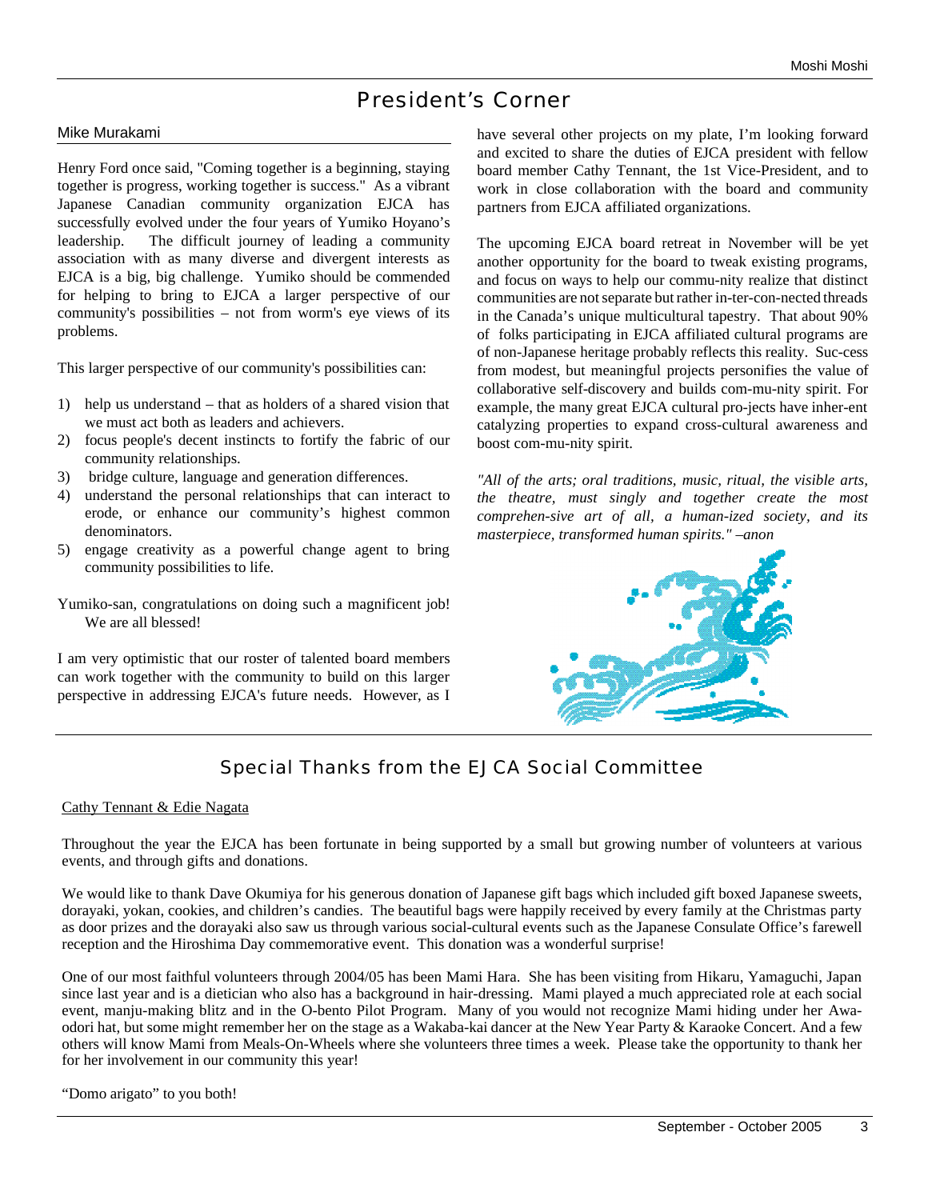# President's Corner

Mike Murakami

Henry Ford once said, "Coming together is a beginning, staying together is progress, working together is success." As a vibrant Japanese Canadian community organization EJCA has successfully evolved under the four years of Yumiko Hoyano's leadership. The difficult journey of leading a community association with as many diverse and divergent interests as EJCA is a big, big challenge. Yumiko should be commended for helping to bring to EJCA a larger perspective of our community's possibilities – not from worm's eye views of its problems.

This larger perspective of our community's possibilities can:

1) help us understand – that as holders of a shared vision that we must act both as leaders and achievers.
2) focus people's decent instincts to fortify the fabric of our community relationships.
3) bridge culture, language and generation differences.
4) understand the personal relationships that can interact to erode, or enhance our community's highest common denominators.
5) engage creativity as a powerful change agent to bring community possibilities to life.

Yumiko-san, congratulations on doing such a magnificent job! We are all blessed!

I am very optimistic that our roster of talented board members can work together with the community to build on this larger perspective in addressing EJCA's future needs. However, as I have several other projects on my plate, I'm looking forward and excited to share the duties of EJCA president with fellow board member Cathy Tennant, the 1st Vice-President, and to work in close collaboration with the board and community partners from EJCA affiliated organizations.

The upcoming EJCA board retreat in November will be yet another opportunity for the board to tweak existing programs, and focus on ways to help our commu-nity realize that distinct communities are not separate but rather in-ter-con-nected threads in the Canada's unique multicultural tapestry. That about 90% of folks participating in EJCA affiliated cultural programs are of non-Japanese heritage probably reflects this reality. Suc-cess from modest, but meaningful projects personifies the value of collaborative self-discovery and builds com-mu-nity spirit. For example, the many great EJCA cultural pro-jects have inher-ent catalyzing properties to expand cross-cultural awareness and boost com-mu-nity spirit.

*"All of the arts; oral traditions, music, ritual, the visible arts, the theatre, must singly and together create the most comprehen-sive art of all, a human-ized society, and its masterpiece, transformed human spirits." –anon*

# Special Thanks from the EJCA Social Committee

Cathy Tennant & Edie Nagata

Throughout the year the EJCA has been fortunate in being supported by a small but growing number of volunteers at various events, and through gifts and donations.

We would like to thank Dave Okumiya for his generous donation of Japanese gift bags which included gift boxed Japanese sweets, dorayaki, yokan, cookies, and children's candies. The beautiful bags were happily received by every family at the Christmas party as door prizes and the dorayaki also saw us through various social-cultural events such as the Japanese Consulate Office's farewell reception and the Hiroshima Day commemorative event. This donation was a wonderful surprise!

One of our most faithful volunteers through 2004/05 has been Mami Hara. She has been visiting from Hikaru, Yamaguchi, Japan since last year and is a dietician who also has a background in hair-dressing. Mami played a much appreciated role at each social event, manju-making blitz and in the O-bento Pilot Program. Many of you would not recognize Mami hiding under her Awa-odori hat, but some might remember her on the stage as a Wakaba-kai dancer at the New Year Party & Karaoke Concert. And a few others will know Mami from Meals-On-Wheels where she volunteers three times a week. Please take the opportunity to thank her for her involvement in our community this year!

"Domo arigato" to you both!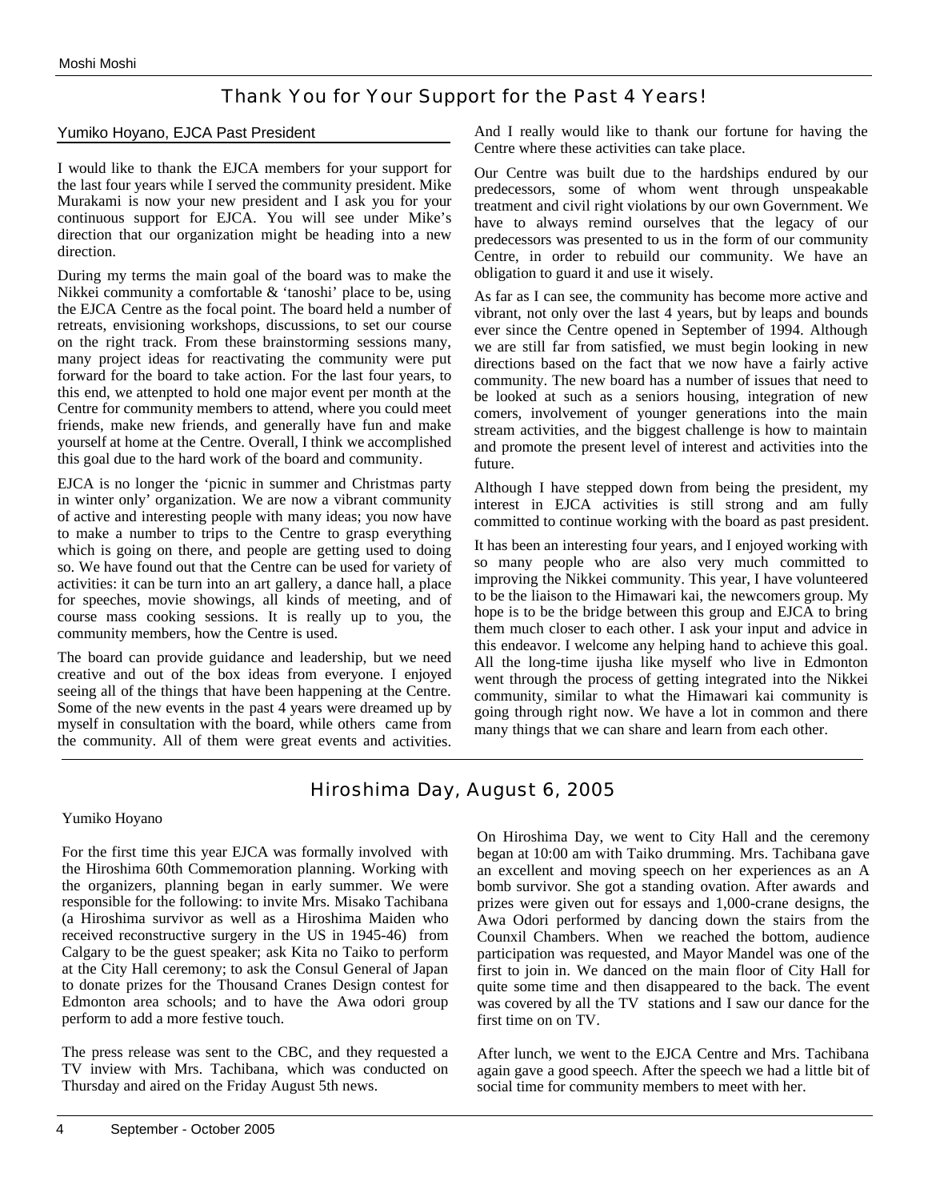## Thank You for Your Support for the Past 4 Years!

Yumiko Hoyano, EJCA Past President

I would like to thank the EJCA members for your support for the last four years while I served the community president. Mike Murakami is now your new president and I ask you for your continuous support for EJCA. You will see under Mike's direction that our organization might be heading into a new direction.

During my terms the main goal of the board was to make the Nikkei community a comfortable & 'tanoshi' place to be, using the EJCA Centre as the focal point. The board held a number of retreats, envisioning workshops, discussions, to set our course on the right track. From these brainstorming sessions many, many project ideas for reactivating the community were put forward for the board to take action. For the last four years, to this end, we attenpted to hold one major event per month at the Centre for community members to attend, where you could meet friends, make new friends, and generally have fun and make yourself at home at the Centre. Overall, I think we accomplished this goal due to the hard work of the board and community.

EJCA is no longer the 'picnic in summer and Christmas party in winter only' organization. We are now a vibrant community of active and interesting people with many ideas; you now have to make a number to trips to the Centre to grasp everything which is going on there, and people are getting used to doing so. We have found out that the Centre can be used for variety of activities: it can be turn into an art gallery, a dance hall, a place for speeches, movie showings, all kinds of meeting, and of course mass cooking sessions. It is really up to you, the community members, how the Centre is used.

The board can provide guidance and leadership, but we need creative and out of the box ideas from everyone. I enjoyed seeing all of the things that have been happening at the Centre. Some of the new events in the past 4 years were dreamed up by myself in consultation with the board, while others came from the community. All of them were great events and activities. And I really would like to thank our fortune for having the Centre where these activities can take place.

Our Centre was built due to the hardships endured by our predecessors, some of whom went through unspeakable treatment and civil right violations by our own Government. We have to always remind ourselves that the legacy of our predecessors was presented to us in the form of our community Centre, in order to rebuild our community. We have an obligation to guard it and use it wisely.

As far as I can see, the community has become more active and vibrant, not only over the last 4 years, but by leaps and bounds ever since the Centre opened in September of 1994. Although we are still far from satisfied, we must begin looking in new directions based on the fact that we now have a fairly active community. The new board has a number of issues that need to be looked at such as a seniors housing, integration of new comers, involvement of younger generations into the main stream activities, and the biggest challenge is how to maintain and promote the present level of interest and activities into the future.

Although I have stepped down from being the president, my interest in EJCA activities is still strong and am fully committed to continue working with the board as past president.

It has been an interesting four years, and I enjoyed working with so many people who are also very much committed to improving the Nikkei community. This year, I have volunteered to be the liaison to the Himawari kai, the newcomers group. My hope is to be the bridge between this group and EJCA to bring them much closer to each other. I ask your input and advice in this endeavor. I welcome any helping hand to achieve this goal. All the long-time ijusha like myself who live in Edmonton went through the process of getting integrated into the Nikkei community, similar to what the Himawari kai community is going through right now. We have a lot in common and there many things that we can share and learn from each other.

## Hiroshima Day, August 6, 2005

Yumiko Hoyano

For the first time this year EJCA was formally involved with the Hiroshima 60th Commemoration planning. Working with the organizers, planning began in early summer. We were responsible for the following: to invite Mrs. Misako Tachibana (a Hiroshima survivor as well as a Hiroshima Maiden who received reconstructive surgery in the US in 1945-46) from Calgary to be the guest speaker; ask Kita no Taiko to perform at the City Hall ceremony; to ask the Consul General of Japan to donate prizes for the Thousand Cranes Design contest for Edmonton area schools; and to have the Awa odori group perform to add a more festive touch.

The press release was sent to the CBC, and they requested a TV inview with Mrs. Tachibana, which was conducted on Thursday and aired on the Friday August 5th news.

On Hiroshima Day, we went to City Hall and the ceremony began at 10:00 am with Taiko drumming. Mrs. Tachibana gave an excellent and moving speech on her experiences as an A bomb survivor. She got a standing ovation. After awards and prizes were given out for essays and 1,000-crane designs, the Awa Odori performed by dancing down the stairs from the Counxil Chambers. When we reached the bottom, audience participation was requested, and Mayor Mandel was one of the first to join in. We danced on the main floor of City Hall for quite some time and then disappeared to the back. The event was covered by all the TV stations and I saw our dance for the first time on on TV.

After lunch, we went to the EJCA Centre and Mrs. Tachibana again gave a good speech. After the speech we had a little bit of social time for community members to meet with her.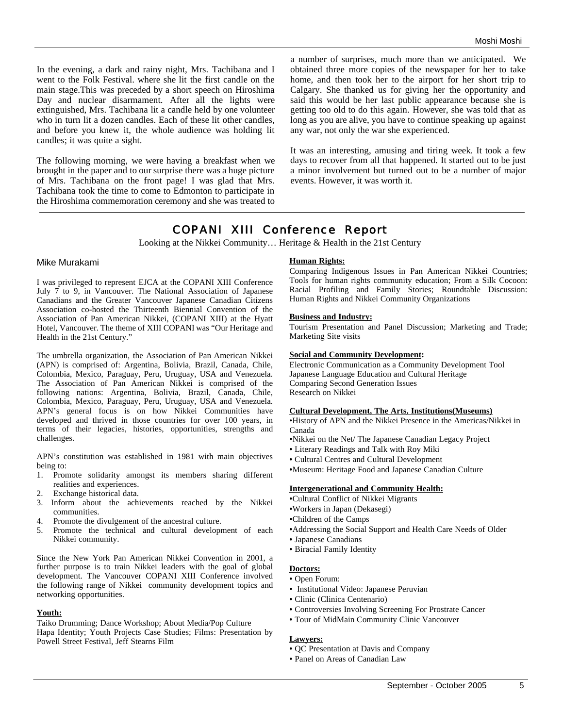In the evening, a dark and rainy night, Mrs. Tachibana and I went to the Folk Festival. where she lit the first candle on the main stage.This was preceded by a short speech on Hiroshima Day and nuclear disarmament. After all the lights were extinguished, Mrs. Tachibana lit a candle held by one volunteer who in turn lit a dozen candles. Each of these lit other candles, and before you knew it, the whole audience was holding lit candles; it was quite a sight.

The following morning, we were having a breakfast when we brought in the paper and to our surprise there was a huge picture of Mrs. Tachibana on the front page! I was glad that Mrs. Tachibana took the time to come to Edmonton to participate in the Hiroshima commemoration ceremony and she was treated to a number of surprises, much more than we anticipated. We obtained three more copies of the newspaper for her to take home, and then took her to the airport for her short trip to Calgary. She thanked us for giving her the opportunity and said this would be her last public appearance because she is getting too old to do this again. However, she was told that as long as you are alive, you have to continue speaking up against any war, not only the war she experienced.

It was an interesting, amusing and tiring week. It took a few days to recover from all that happened. It started out to be just a minor involvement but turned out to be a number of major events. However, it was worth it.

# COPANI XIII Conference Report

Looking at the Nikkei Community… Heritage & Health in the 21st Century

Mike Murakami

I was privileged to represent EJCA at the COPANI XIII Conference July 7 to 9, in Vancouver. The National Association of Japanese Canadians and the Greater Vancouver Japanese Canadian Citizens Association co-hosted the Thirteenth Biennial Convention of the Association of Pan American Nikkei, (COPANI XIII) at the Hyatt Hotel, Vancouver. The theme of XIII COPANI was "Our Heritage and Health in the 21st Century."

The umbrella organization, the Association of Pan American Nikkei (APN) is comprised of: Argentina, Bolivia, Brazil, Canada, Chile, Colombia, Mexico, Paraguay, Peru, Uruguay, USA and Venezuela. The Association of Pan American Nikkei is comprised of the following nations: Argentina, Bolivia, Brazil, Canada, Chile, Colombia, Mexico, Paraguay, Peru, Uruguay, USA and Venezuela. APN's general focus is on how Nikkei Communities have developed and thrived in those countries for over 100 years, in terms of their legacies, histories, opportunities, strengths and challenges.

APN's constitution was established in 1981 with main objectives being to:

1. Promote solidarity amongst its members sharing different realities and experiences.
2. Exchange historical data.
3. Inform about the achievements reached by the Nikkei communities.
4. Promote the divulgement of the ancestral culture.
5. Promote the technical and cultural development of each Nikkei community.

Since the New York Pan American Nikkei Convention in 2001, a further purpose is to train Nikkei leaders with the goal of global development. The Vancouver COPANI XIII Conference involved the following range of Nikkei community development topics and networking opportunities.

**Youth:**

Taiko Drumming; Dance Workshop; About Media/Pop Culture
Hapa Identity; Youth Projects Case Studies; Films: Presentation by Powell Street Festival, Jeff Stearns Film

**Human Rights:**

Comparing Indigenous Issues in Pan American Nikkei Countries; Tools for human rights community education; From a Silk Cocoon: Racial Profiling and Family Stories; Roundtable Discussion: Human Rights and Nikkei Community Organizations

**Business and Industry:**

Tourism Presentation and Panel Discussion; Marketing and Trade; Marketing Site visits

**Social and Community Development:**

Electronic Communication as a Community Development Tool
Japanese Language Education and Cultural Heritage
Comparing Second Generation Issues
Research on Nikkei

**Cultural Development, The Arts, Institutions(Museums)**

- History of APN and the Nikkei Presence in the Americas/Nikkei in Canada
- Nikkei on the Net/ The Japanese Canadian Legacy Project
- Literary Readings and Talk with Roy Miki
- Cultural Centres and Cultural Development
- Museum: Heritage Food and Japanese Canadian Culture

**Intergenerational and Community Health:**

- Cultural Conflict of Nikkei Migrants
- Workers in Japan (Dekasegi)
- Children of the Camps
- Addressing the Social Support and Health Care Needs of Older
- Japanese Canadians
- Biracial Family Identity

**Doctors:**

- Open Forum:
- Institutional Video: Japanese Peruvian
- Clinic (Clinica Centenario)
- Controversies Involving Screening For Prostrate Cancer
- Tour of MidMain Community Clinic Vancouver

**Lawyers:**

- QC Presentation at Davis and Company
- Panel on Areas of Canadian Law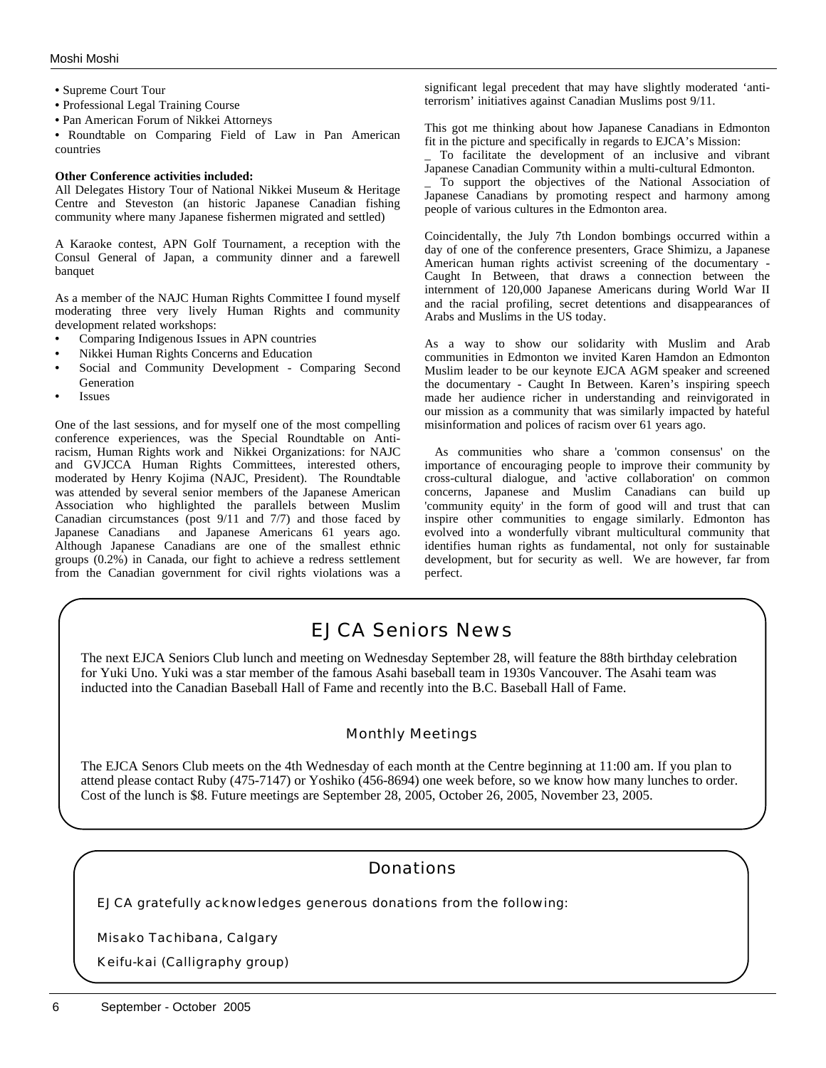- Supreme Court Tour
- Professional Legal Training Course
- Pan American Forum of Nikkei Attorneys
- Roundtable on Comparing Field of Law in Pan American countries

**Other Conference activities included:**
All Delegates History Tour of National Nikkei Museum & Heritage Centre and Steveston (an historic Japanese Canadian fishing community where many Japanese fishermen migrated and settled)

A Karaoke contest, APN Golf Tournament, a reception with the Consul General of Japan, a community dinner and a farewell banquet

As a member of the NAJC Human Rights Committee I found myself moderating three very lively Human Rights and community development related workshops:

- Comparing Indigenous Issues in APN countries
- Nikkei Human Rights Concerns and Education
- Social and Community Development - Comparing Second Generation
- Issues

One of the last sessions, and for myself one of the most compelling conference experiences, was the Special Roundtable on Anti-racism, Human Rights work and Nikkei Organizations: for NAJC and GVJCCA Human Rights Committees, interested others, moderated by Henry Kojima (NAJC, President). The Roundtable was attended by several senior members of the Japanese American Association who highlighted the parallels between Muslim Canadian circumstances (post 9/11 and 7/7) and those faced by Japanese Canadians and Japanese Americans 61 years ago. Although Japanese Canadians are one of the smallest ethnic groups (0.2%) in Canada, our fight to achieve a redress settlement from the Canadian government for civil rights violations was a significant legal precedent that may have slightly moderated 'anti-terrorism' initiatives against Canadian Muslims post 9/11.

This got me thinking about how Japanese Canadians in Edmonton fit in the picture and specifically in regards to EJCA's Mission:
_ To facilitate the development of an inclusive and vibrant Japanese Canadian Community within a multi-cultural Edmonton.
_ To support the objectives of the National Association of Japanese Canadians by promoting respect and harmony among people of various cultures in the Edmonton area.

Coincidentally, the July 7th London bombings occurred within a day of one of the conference presenters, Grace Shimizu, a Japanese American human rights activist screening of the documentary - Caught In Between, that draws a connection between the internment of 120,000 Japanese Americans during World War II and the racial profiling, secret detentions and disappearances of Arabs and Muslims in the US today.

As a way to show our solidarity with Muslim and Arab communities in Edmonton we invited Karen Hamdon an Edmonton Muslim leader to be our keynote EJCA AGM speaker and screened the documentary - Caught In Between. Karen's inspiring speech made her audience richer in understanding and reinvigorated in our mission as a community that was similarly impacted by hateful misinformation and polices of racism over 61 years ago.

As communities who share a 'common consensus' on the importance of encouraging people to improve their community by cross-cultural dialogue, and 'active collaboration' on common concerns, Japanese and Muslim Canadians can build up 'community equity' in the form of good will and trust that can inspire other communities to engage similarly. Edmonton has evolved into a wonderfully vibrant multicultural community that identifies human rights as fundamental, not only for sustainable development, but for security as well. We are however, far from perfect.

## EJCA Seniors News

The next EJCA Seniors Club lunch and meeting on Wednesday September 28, will feature the 88th birthday celebration for Yuki Uno. Yuki was a star member of the famous Asahi baseball team in 1930s Vancouver. The Asahi team was inducted into the Canadian Baseball Hall of Fame and recently into the B.C. Baseball Hall of Fame.

### Monthly Meetings

The EJCA Senors Club meets on the 4th Wednesday of each month at the Centre beginning at 11:00 am. If you plan to attend please contact Ruby (475-7147) or Yoshiko (456-8694) one week before, so we know how many lunches to order. Cost of the lunch is $8. Future meetings are September 28, 2005, October 26, 2005, November 23, 2005.

## Donations

EJCA gratefully acknowledges generous donations from the following:

Misako Tachibana, Calgary

Keifu-kai (Calligraphy group)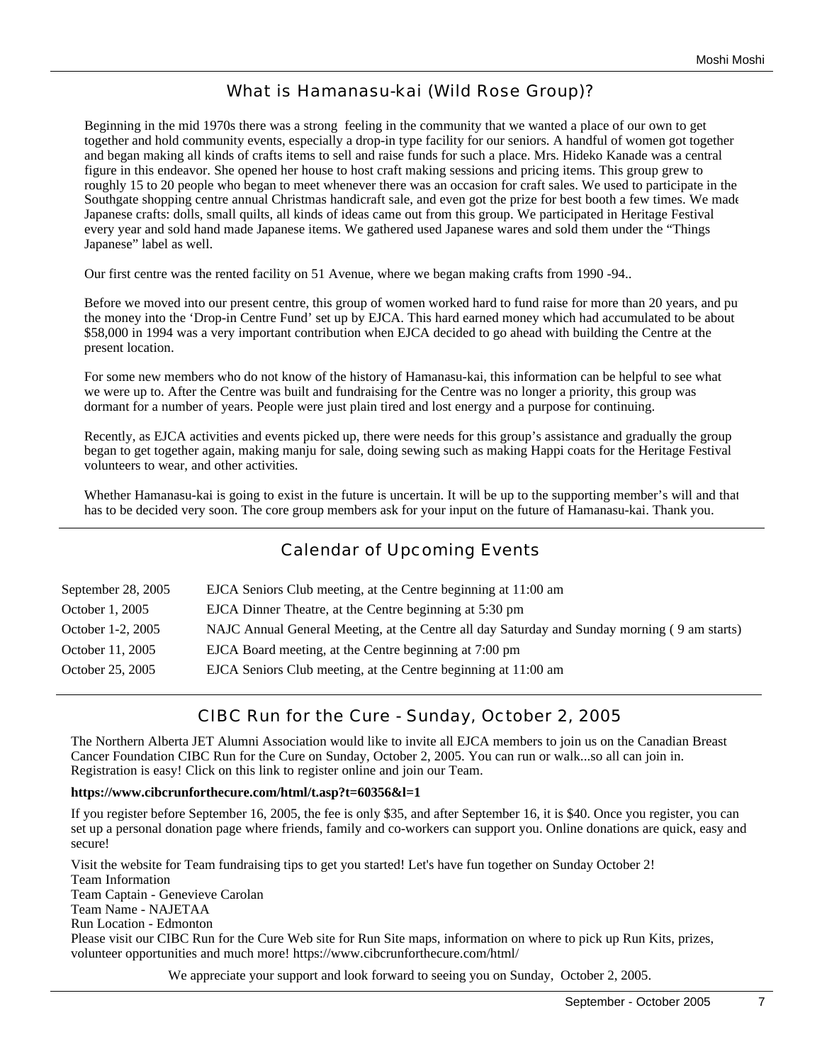## What is Hamanasu-kai (Wild Rose Group)?

Beginning in the mid 1970s there was a strong feeling in the community that we wanted a place of our own to get together and hold community events, especially a drop-in type facility for our seniors. A handful of women got together and began making all kinds of crafts items to sell and raise funds for such a place. Mrs. Hideko Kanade was a central figure in this endeavor. She opened her house to host craft making sessions and pricing items. This group grew to roughly 15 to 20 people who began to meet whenever there was an occasion for craft sales. We used to participate in the Southgate shopping centre annual Christmas handicraft sale, and even got the prize for best booth a few times. We made Japanese crafts: dolls, small quilts, all kinds of ideas came out from this group. We participated in Heritage Festival every year and sold hand made Japanese items. We gathered used Japanese wares and sold them under the "Things Japanese" label as well.

Our first centre was the rented facility on 51 Avenue, where we began making crafts from 1990 -94..

Before we moved into our present centre, this group of women worked hard to fund raise for more than 20 years, and put the money into the 'Drop-in Centre Fund' set up by EJCA. This hard earned money which had accumulated to be about $58,000 in 1994 was a very important contribution when EJCA decided to go ahead with building the Centre at the present location.

For some new members who do not know of the history of Hamanasu-kai, this information can be helpful to see what we were up to. After the Centre was built and fundraising for the Centre was no longer a priority, this group was dormant for a number of years. People were just plain tired and lost energy and a purpose for continuing.

Recently, as EJCA activities and events picked up, there were needs for this group's assistance and gradually the group began to get together again, making manju for sale, doing sewing such as making Happi coats for the Heritage Festival volunteers to wear, and other activities.

Whether Hamanasu-kai is going to exist in the future is uncertain. It will be up to the supporting member's will and that has to be decided very soon. The core group members ask for your input on the future of Hamanasu-kai. Thank you.

## Calendar of Upcoming Events

| | |
|---|---|
| September 28, 2005 | EJCA Seniors Club meeting, at the Centre beginning at 11:00 am |
| October 1, 2005 | EJCA Dinner Theatre, at the Centre beginning at 5:30 pm |
| October 1-2, 2005 | NAJC Annual General Meeting, at the Centre all day Saturday and Sunday morning ( 9 am starts) |
| October 11, 2005 | EJCA Board meeting, at the Centre beginning at 7:00 pm |
| October 25, 2005 | EJCA Seniors Club meeting, at the Centre beginning at 11:00 am |

## CIBC Run for the Cure - Sunday, October 2, 2005

The Northern Alberta JET Alumni Association would like to invite all EJCA members to join us on the Canadian Breast Cancer Foundation CIBC Run for the Cure on Sunday, October 2, 2005. You can run or walk...so all can join in. Registration is easy! Click on this link to register online and join our Team.

**https://www.cibcrunforthecure.com/html/t.asp?t=60356&l=1**

If you register before September 16, 2005, the fee is only $35, and after September 16, it is $40. Once you register, you can set up a personal donation page where friends, family and co-workers can support you. Online donations are quick, easy and secure!

Visit the website for Team fundraising tips to get you started! Let's have fun together on Sunday October 2!
Team Information
Team Captain - Genevieve Carolan
Team Name - NAJETAA
Run Location - Edmonton
Please visit our CIBC Run for the Cure Web site for Run Site maps, information on where to pick up Run Kits, prizes, volunteer opportunities and much more! https://www.cibcrunforthecure.com/html/

We appreciate your support and look forward to seeing you on Sunday, October 2, 2005.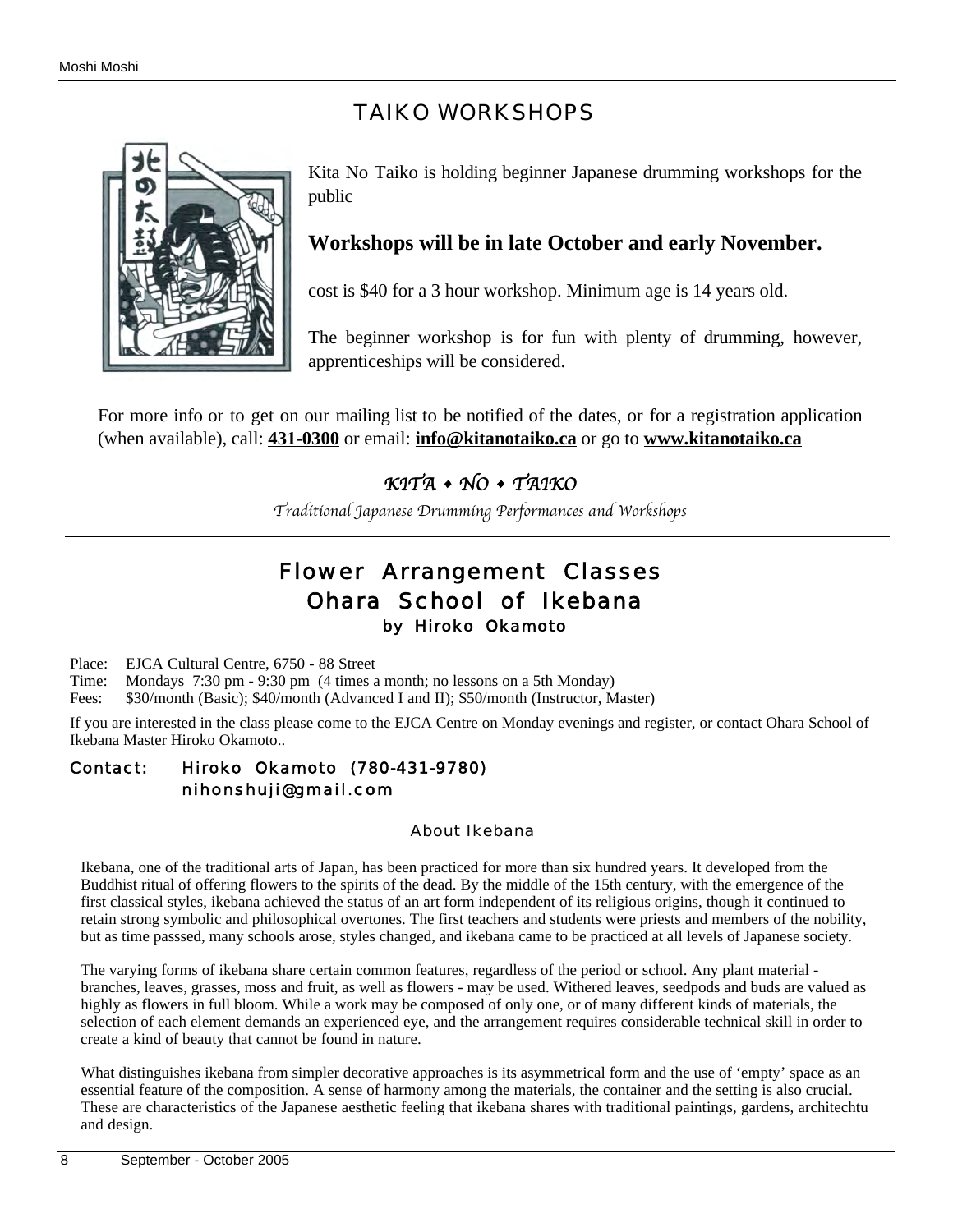# TAIKO WORKSHOPS

Kita No Taiko is holding beginner Japanese drumming workshops for the public

**Workshops will be in late October and early November.**

cost is $40 for a 3 hour workshop. Minimum age is 14 years old.

The beginner workshop is for fun with plenty of drumming, however, apprenticeships will be considered.

For more info or to get on our mailing list to be notified of the dates, or for a registration application (when available), call: **431-0300** or email: **info@kitanotaiko.ca** or go to **www.kitanotaiko.ca**

*KITA • NO • TAIKO*

*Traditional Japanese Drumming Performances and Workshops*

---

# Flower Arrangement Classes
## Ohara School of Ikebana
### by Hiroko Okamoto

Place: EJCA Cultural Centre, 6750 - 88 Street
Time: Mondays 7:30 pm - 9:30 pm (4 times a month; no lessons on a 5th Monday)
Fees: $30/month (Basic); $40/month (Advanced I and II); $50/month (Instructor, Master)

If you are interested in the class please come to the EJCA Centre on Monday evenings and register, or contact Ohara School of Ikebana Master Hiroko Okamoto..

Contact: Hiroko Okamoto (780-431-9780)
nihonshuji@gmail.com

### About Ikebana

Ikebana, one of the traditional arts of Japan, has been practiced for more than six hundred years. It developed from the Buddhist ritual of offering flowers to the spirits of the dead. By the middle of the 15th century, with the emergence of the first classical styles, ikebana achieved the status of an art form independent of its religious origins, though it continued to retain strong symbolic and philosophical overtones. The first teachers and students were priests and members of the nobility, but as time passsed, many schools arose, styles changed, and ikebana came to be practiced at all levels of Japanese society.

The varying forms of ikebana share certain common features, regardless of the period or school. Any plant material - branches, leaves, grasses, moss and fruit, as well as flowers - may be used. Withered leaves, seedpods and buds are valued as highly as flowers in full bloom. While a work may be composed of only one, or of many different kinds of materials, the selection of each element demands an experienced eye, and the arrangement requires considerable technical skill in order to create a kind of beauty that cannot be found in nature.

What distinguishes ikebana from simpler decorative approaches is its asymmetrical form and the use of 'empty' space as an essential feature of the composition. A sense of harmony among the materials, the container and the setting is also crucial. These are characteristics of the Japanese aesthetic feeling that ikebana shares with traditional paintings, gardens, architechtu and design.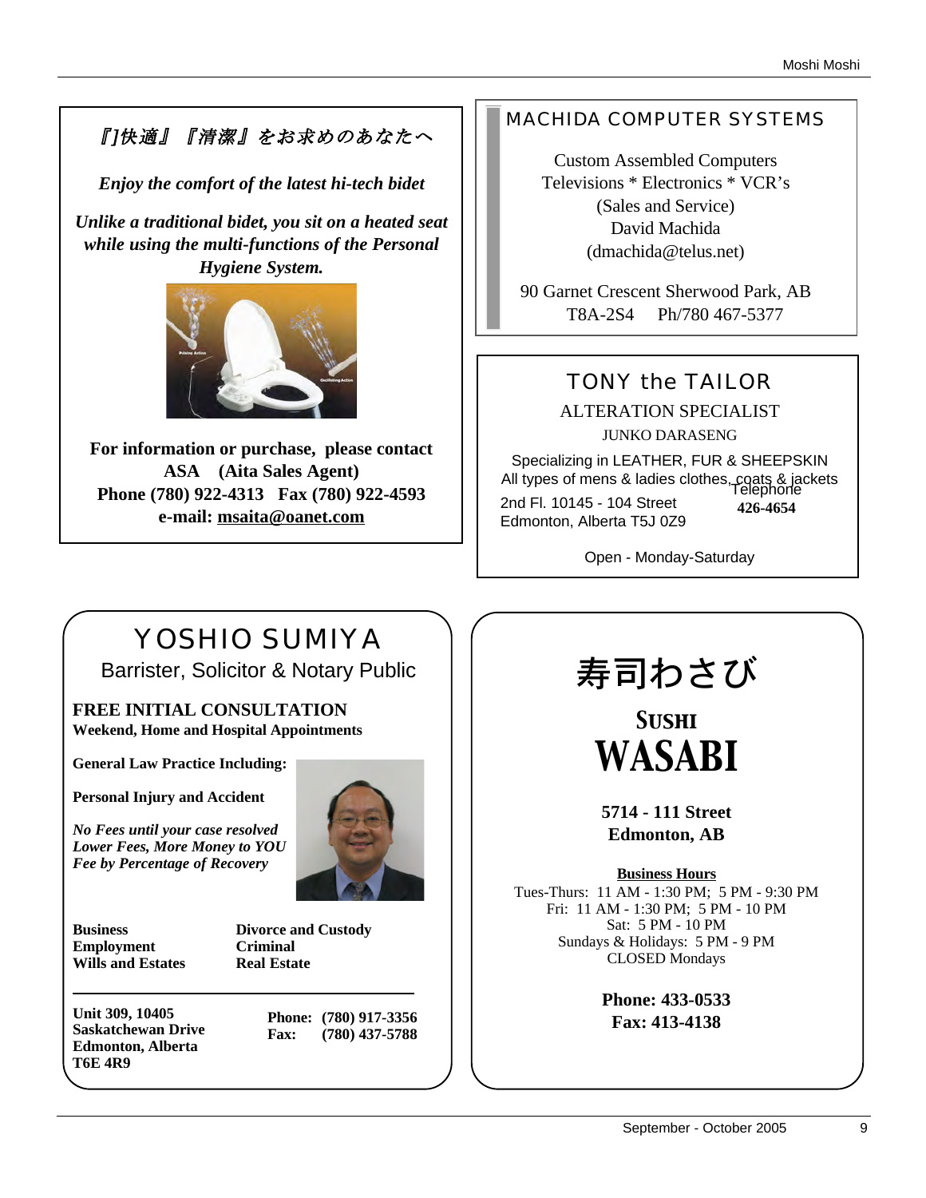*『]快適』『清潔』をお求めのあなたへ*

***Enjoy the comfort of the latest hi-tech bidet***

***Unlike a traditional bidet, you sit on a heated seat while using the multi-functions of the Personal Hygiene System.***

**For information or purchase, please contact**
**ASA (Aita Sales Agent)**
**Phone (780) 922-4313 Fax (780) 922-4593**
**e-mail: msaita@oanet.com**

## MACHIDA COMPUTER SYSTEMS

Custom Assembled Computers
Televisions * Electronics * VCR's
(Sales and Service)
David Machida
(dmachida@telus.net)

90 Garnet Crescent Sherwood Park, AB
T8A-2S4 Ph/780 467-5377

## TONY the TAILOR

ALTERATION SPECIALIST
JUNKO DARASENG

Specializing in LEATHER, FUR & SHEEPSKIN
All types of mens & ladies clothes, coats & jackets

2nd Fl. 10145 - 104 Street
Edmonton, Alberta T5J 0Z9

Telephone
**426-4654**

Open - Monday-Saturday

## YOSHIO SUMIYA

Barrister, Solicitor & Notary Public

**FREE INITIAL CONSULTATION**
**Weekend, Home and Hospital Appointments**

**General Law Practice Including:**

**Personal Injury and Accident**

***No Fees until your case resolved***
***Lower Fees, More Money to YOU***
***Fee by Percentage of Recovery***

**Business**
**Employment**
**Wills and Estates**
**Divorce and Custody**
**Criminal**
**Real Estate**

**Unit 309, 10405**
**Saskatchewan Drive**
**Edmonton, Alberta**
**T6E 4R9**

**Phone: (780) 917-3356**
**Fax: (780) 437-5788**

## 寿司わさび

## SUSHI WASABI

**5714 - 111 Street**
**Edmonton, AB**

**Business Hours**
Tues-Thurs: 11 AM - 1:30 PM; 5 PM - 9:30 PM
Fri: 11 AM - 1:30 PM; 5 PM - 10 PM
Sat: 5 PM - 10 PM
Sundays & Holidays: 5 PM - 9 PM
CLOSED Mondays

**Phone: 433-0533**
**Fax: 413-4138**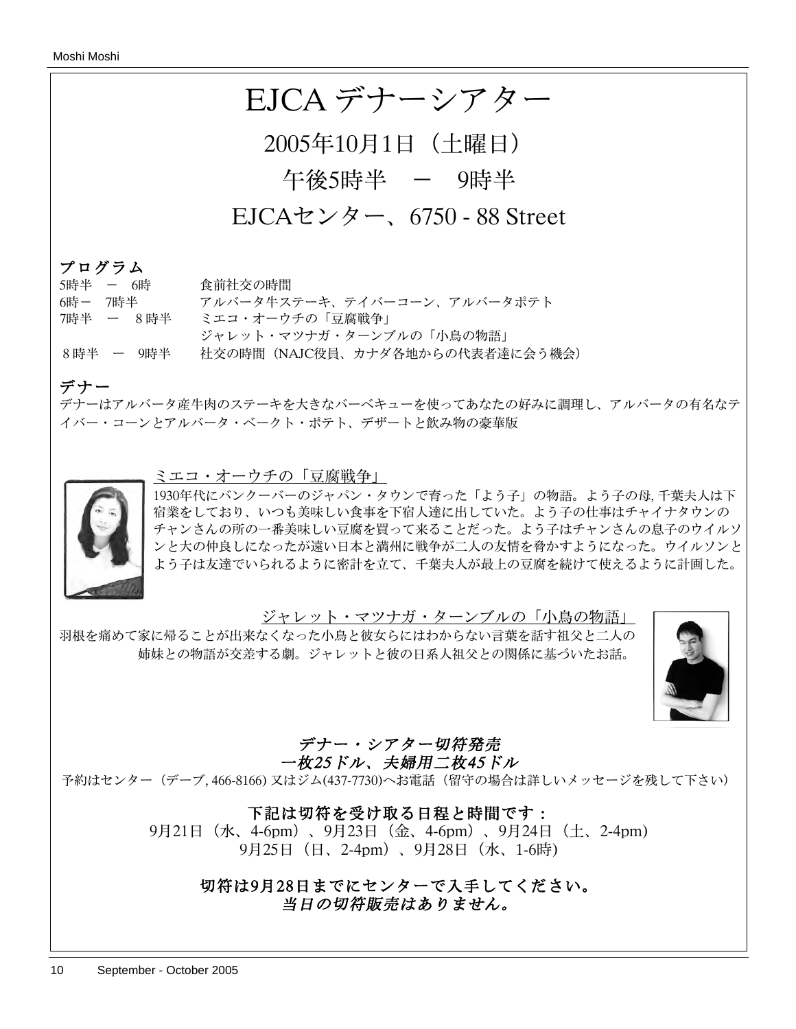# EJCA デナーシアター

## 2005年10月1日（土曜日）

## 午後5時半　－　9時半

## EJCAセンター、6750 - 88 Street

### プログラム

| | |
|---|---|
| 5時半　－　6時 | 食前社交の時間 |
| 6時－　7時半 | アルバータ牛ステーキ、テイバーコーン、アルバータポテト |
| 7時半　－　８時半 | ミエコ・オーウチの「豆腐戦争」<br>ジャレット・マツナガ・ターンブルの「小鳥の物語」 |
| ８時半　－　9時半 | 社交の時間（NAJC役員、カナダ各地からの代表者達に会う機会） |

### デナー

デナーはアルバータ産牛肉のステーキを大きなバーベキューを使ってあなたの好みに調理し、アルバータの有名なテイバー・コーンとアルバータ・ベークト・ポテト、デザートと飲み物の豪華版

**ミエコ・オーウチの「豆腐戦争」**

1930年代にバンクーバーのジャパン・タウンで育った「よう子」の物語。よう子の母, 千葉夫人は下宿業をしており、いつも美味しい食事を下宿人達に出していた。よう子の仕事はチャイナタウンのチャンさんの所の一番美味しい豆腐を買って来ることだった。よう子はチャンさんの息子のウイルソンと大の仲良しになったが遠い日本と満州に戦争が二人の友情を脅かすようになった。ウイルソンとよう子は友達でいられるように密計を立て、千葉夫人が最上の豆腐を続けて使えるように計画した。

**ジャレット・マツナガ・ターンブルの「小鳥の物語」**

羽根を痛めて家に帰ることが出来なくなった小鳥と彼女らにはわからない言葉を話す祖父と二人の姉妹との物語が交差する劇。ジャレットと彼の日系人祖父との関係に基づいたお話。

***デナー・シアター切符発売***
***一枚25ドル、夫婦用二枚45ドル***

予約はセンター（デーブ, 466-8166) 又はジム(437-7730)へお電話（留守の場合は詳しいメッセージを残して下さい）

**下記は切符を受け取る日程と時間です：**

9月21日（水、4-6pm）、9月23日（金、4-6pm）、9月24日（土、2-4pm)
9月25日（日、2-4pm）、9月28日（水、1-6時)

**切符は9月28日までにセンターで入手してください。**
***当日の切符販売はありません。***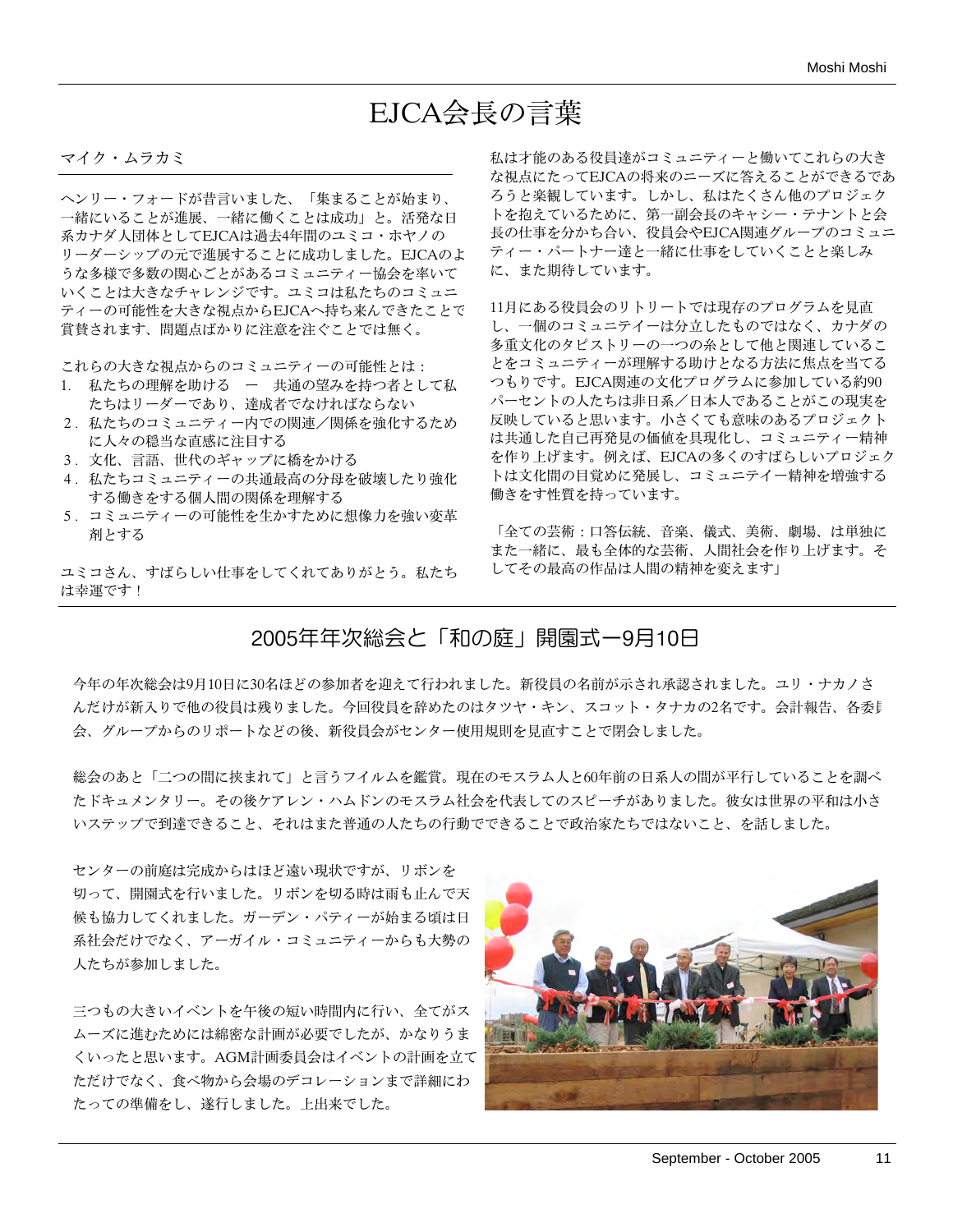# EJCA会長の言葉

マイク・ムラカミ

ヘンリー・フォードが昔言いました、「集まることが始まり、一緒にいることが進展、一緒に働くことは成功」と。活発な日系カナダ人団体としてEJCAは過去4年間のユミコ・ホヤノのリーダーシップの元で進展することに成功しました。EJCAのような多様で多数の関心ごとがあるコミュニティー協会を率いていくことは大きなチャレンジです。ユミコは私たちのコミュニティーの可能性を大きな視点からEJCAへ持ち来んできたことで賞賛されます、問題点ばかりに注意を注ぐことでは無く。

これらの大きな視点からのコミュニティーの可能性とは：

1. 私たちの理解を助ける　ー　共通の望みを持つ者として私たちはリーダーであり、達成者でなければならない
2. 私たちのコミュニティー内での関連／関係を強化するために人々の穏当な直感に注目する
3. 文化、言語、世代のギャップに橋をかける
4. 私たちコミュニティーの共通最高の分母を破壊したり強化する働きをする個人間の関係を理解する
5. コミュニティーの可能性を生かすために想像力を強い変革剤とする

ユミコさん、すばらしい仕事をしてくれてありがとう。私たちは幸運です！

私は才能のある役員達がコミュニティーと働いてこれらの大きな視点にたってEJCAの将来のニーズに答えることができるであろうと楽観しています。しかし、私はたくさん他のプロジェクトを抱えているために、第一副会長のキャシー・テナントと会長の仕事を分かち合い、役員会やEJCA関連グループのコミュニティー・パートナー達と一緒に仕事をしていくことと楽しみに、また期待しています。

11月にある役員会のリトリートでは現存のプログラムを見直し、一個のコミュニテイーは分立したものではなく、カナダの多重文化のタピストリーの一つの糸として他と関連していることをコミュニティーが理解する助けとなる方法に焦点を当てるつもりです。EJCA関連の文化プログラムに参加している約90パーセントの人たちは非日系／日本人であることがこの現実を反映していると思います。小さくても意味のあるプロジェクトは共通した自己再発見の価値を具現化し、コミュニティー精神を作り上げます。例えば、EJCAの多くのすばらしいプロジェクトは文化間の目覚めに発展し、コミュニテイー精神を増強する働きをす性質を持っています。

「全ての芸術：口答伝統、音楽、儀式、美術、劇場、は単独にまた一緒に、最も全体的な芸術、人間社会を作り上げます。そしてその最高の作品は人間の精神を変えます」

## 2005年年次総会と「和の庭」開園式ー9月10日

今年の年次総会は9月10日に30名ほどの参加者を迎えて行われました。新役員の名前が示され承認されました。ユリ・ナカノさんだけが新入りで他の役員は残りました。今回役員を辞めたのはタツヤ・キン、スコット・タナカの2名です。会計報告、各委員会、グループからのリポートなどの後、新役員会がセンター使用規則を見直すことで閉会しました。

総会のあと「二つの間に挟まれて」と言うフイルムを鑑賞。現在のモスラム人と60年前の日系人の間が平行していることを調べたドキュメンタリー。その後ケアレン・ハムドンのモスラム社会を代表してのスピーチがありました。彼女は世界の平和は小さいステップで到達できること、それはまた普通の人たちの行動でできることで政治家たちではないこと、を話しました。

センターの前庭は完成からはほど遠い現状ですが、リボンを切って、開園式を行いました。リボンを切る時は雨も止んで天候も協力してくれました。ガーデン・パティーが始まる頃は日系社会だけでなく、アーガイル・コミュニティーからも大勢の人たちが参加しました。

三つもの大きいイベントを午後の短い時間内に行い、全てがスムーズに進むためには綿密な計画が必要でしたが、かなりうまくいったと思います。AGM計画委員会はイベントの計画を立てただけでなく、食べ物から会場のデコレーションまで詳細にわたっての準備をし、遂行しました。上出来でした。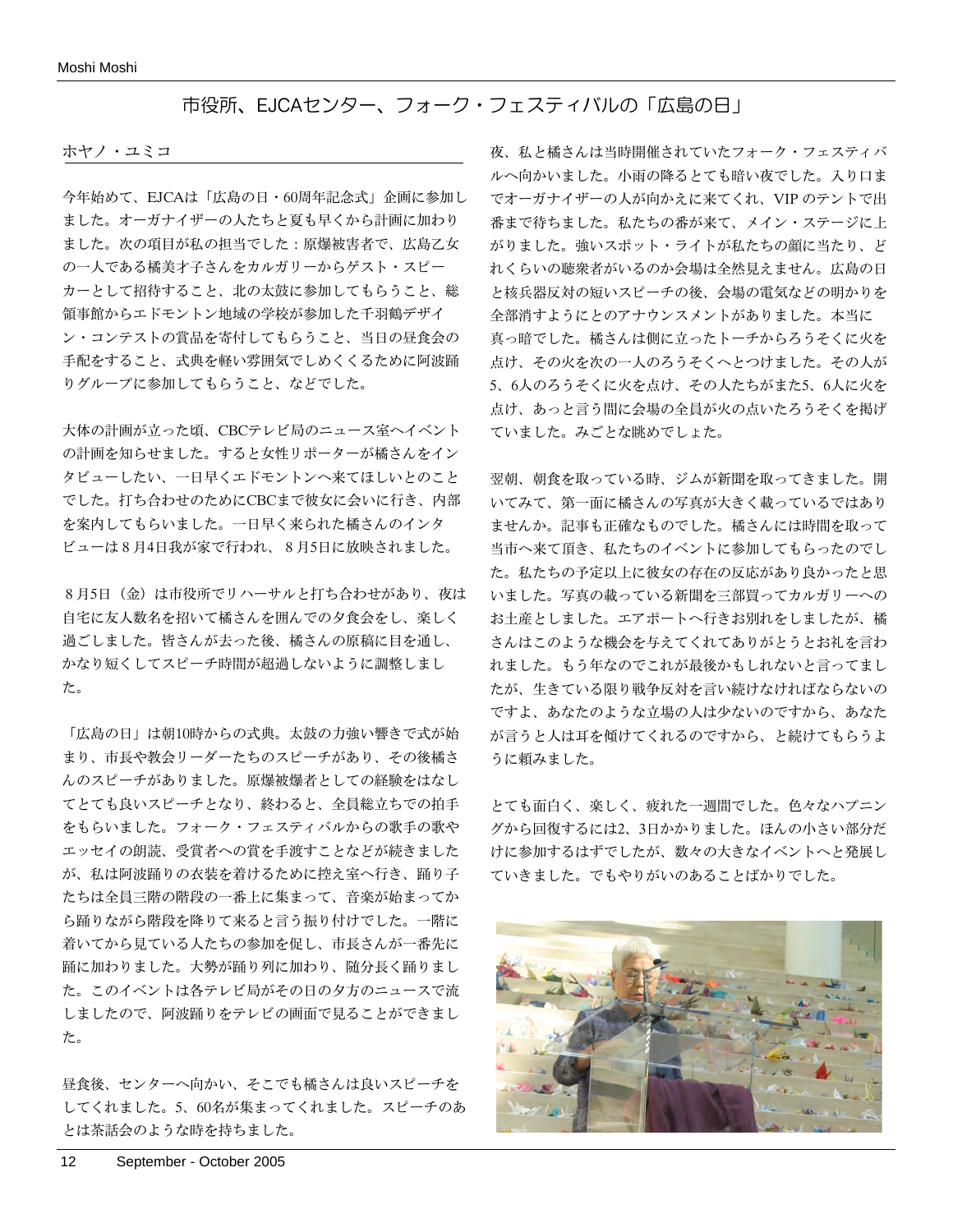# 市役所、EJCAセンター、フォーク・フェスティバルの「広島の日」

ホヤノ・ユミコ

今年始めて、EJCAは「広島の日・60周年記念式」企画に参加しました。オーガナイザーの人たちと夏も早くから計画に加わりました。次の項目が私の担当でした：原爆被害者で、広島乙女の一人である橘美才子さんをカルガリーからゲスト・スピーカーとして招待すること、北の太鼓に参加してもらうこと、総領事館からエドモントン地域の学校が参加した千羽鶴デザイン・コンテストの賞品を寄付してもらうこと、当日の昼食会の手配をすること、式典を軽い雰囲気でしめくくるために阿波踊りグループに参加してもらうこと、などでした。

大体の計画が立った頃、CBCテレビ局のニュース室へイベントの計画を知らせました。すると女性リポーターが橘さんをインタビューしたい、一日早くエドモントンへ来てほしいとのことでした。打ち合わせのためにCBCまで彼女に会いに行き、内部を案内してもらいました。一日早く来られた橘さんのインタビューは８月4日我が家で行われ、８月5日に放映されました。

８月5日（金）は市役所でリハーサルと打ち合わせがあり、夜は自宅に友人数名を招いて橘さんを囲んでの夕食会をし、楽しく過ごしました。皆さんが去った後、橘さんの原稿に目を通し、かなり短くしてスピーチ時間が超過しないように調整しました。

「広島の日」は朝10時からの式典。太鼓の力強い響きで式が始まり、市長や教会リーダーたちのスピーチがあり、その後橘さんのスピーチがありました。原爆被爆者としての経験をはなしてとても良いスピーチとなり、終わると、全員総立ちでの拍手をもらいました。フォーク・フェスティバルからの歌手の歌やエッセイの朗読、受賞者への賞を手渡すことなどが続きましたが、私は阿波踊りの衣装を着けるために控え室へ行き、踊り子たちは全員三階の階段の一番上に集まって、音楽が始まってから踊りながら階段を降りて来ると言う振り付けでした。一階に着いてから見ている人たちの参加を促し、市長さんが一番先に踊に加わりました。大勢が踊り列に加わり、随分長く踊りました。このイベントは各テレビ局がその日の夕方のニュースで流しましたので、阿波踊りをテレビの画面で見ることができました。

昼食後、センターへ向かい、そこでも橘さんは良いスピーチをしてくれました。5、60名が集まってくれました。スピーチのあとは茶話会のような時を持ちました。

夜、私と橘さんは当時開催されていたフォーク・フェスティバルへ向かいました。小雨の降るとても暗い夜でした。入り口までオーガナイザーの人が向かえに来てくれ、VIP のテントで出番まで待ちました。私たちの番が来て、メイン・ステージに上がりました。強いスポット・ライトが私たちの顔に当たり、どれくらいの聴衆者がいるのか会場は全然見えません。広島の日と核兵器反対の短いスピーチの後、会場の電気などの明かりを全部消すようにとのアナウンスメントがありました。本当に真っ暗でした。橘さんは側に立ったトーチからろうそくに火を点け、その火を次の一人のろうそくへとつけました。その人が5、6人のろうそくに火を点け、その人たちがまた5、6人に火を点け、あっと言う間に会場の全員が火の点いたろうそくを掲げていました。みごとな眺めでしょた。

翌朝、朝食を取っている時、ジムが新聞を取ってきました。開いてみて、第一面に橘さんの写真が大きく載っているではありませんか。記事も正確なものでした。橘さんには時間を取って当市へ来て頂き、私たちのイベントに参加してもらったのでした。私たちの予定以上に彼女の存在の反応があり良かったと思いました。写真の載っている新聞を三部買ってカルガリーへのお土産としました。エアポートへ行きお別れをしましたが、橘さんはこのような機会を与えてくれてありがとうとお礼を言われました。もう年なのでこれが最後かもしれないと言ってましたが、生きている限り戦争反対を言い続けなければならないのですよ、あなたのような立場の人は少ないのですから、あなたが言うと人は耳を傾けてくれるのですから、と続けてもらうように頼みました。

とても面白く、楽しく、疲れた一週間でした。色々なハプニングから回復するには2、3日かかりました。ほんの小さい部分だけに参加するはずでしたが、数々の大きなイベントへと発展していきました。でもやりがいのあることばかりでした。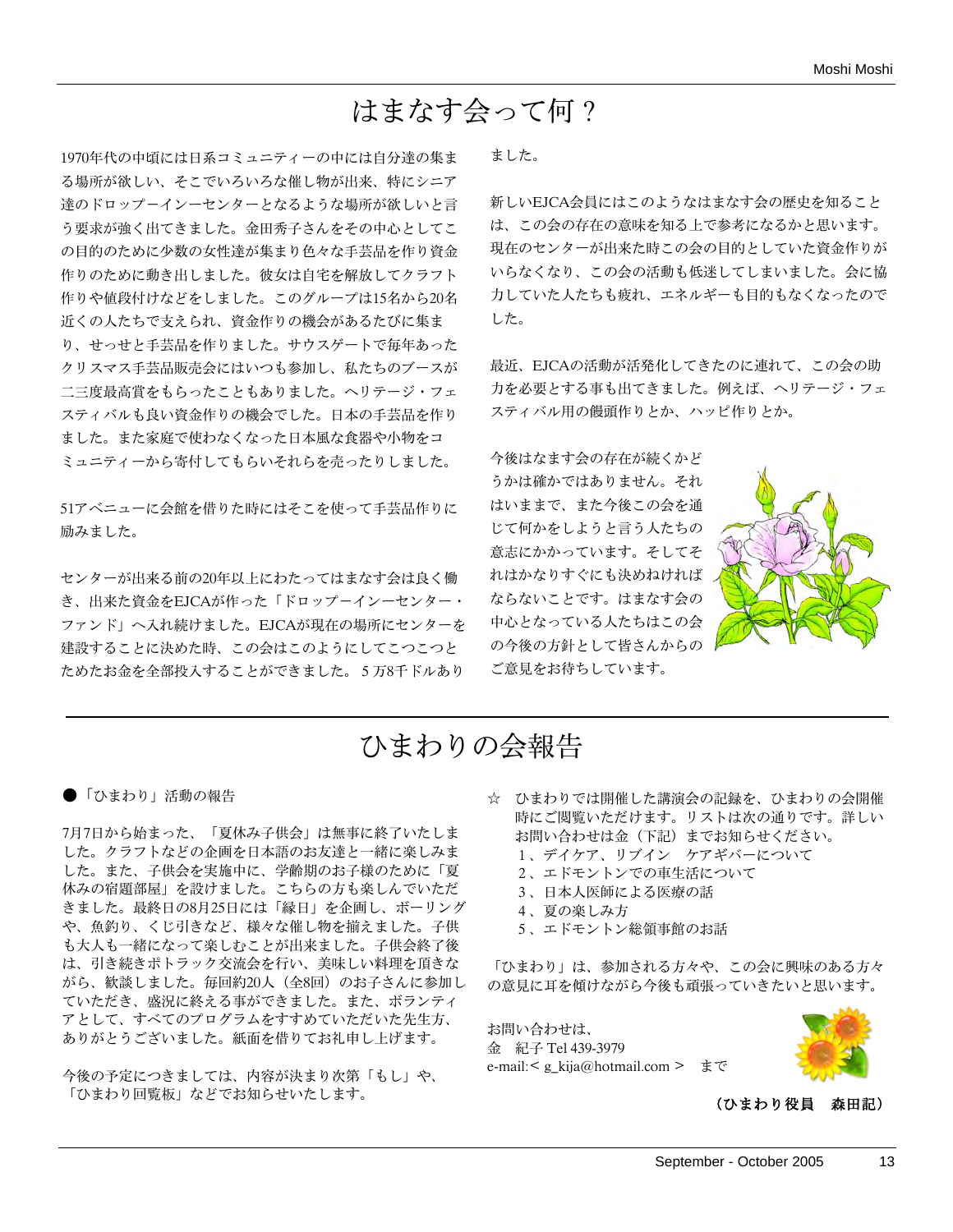# はまなす会って何？

1970年代の中頃には日系コミュニティーの中には自分達の集まる場所が欲しい、そこでいろいろな催し物が出来、特にシニア達のドロップーインーセンターとなるような場所が欲しいと言う要求が強く出てきました。金田秀子さんをその中心としてこの目的のために少数の女性達が集まり色々な手芸品を作り資金作りのために動き出しました。彼女は自宅を解放してクラフト作りや値段付けなどをしました。このグループは15名から20名近くの人たちで支えられ、資金作りの機会があるたびに集まり、せっせと手芸品を作りました。サウスゲートで毎年あったクリスマス手芸品販売会にはいつも参加し、私たちのブースが二三度最高賞をもらったこともありました。ヘリテージ・フェスティバルも良い資金作りの機会でした。日本の手芸品を作りました。また家庭で使わなくなった日本風な食器や小物をコミュニティーから寄付してもらいそれらを売ったりしました。

51アベニューに会館を借りた時にはそこを使って手芸品作りに励みました。

センターが出来る前の20年以上にわたってはまなす会は良く働き、出来た資金をEJCAが作った「ドロップーインーセンター・ファンド」へ入れ続けました。EJCAが現在の場所にセンターを建設することに決めた時、この会はこのようにしてこつこつとためたお金を全部投入することができました。５万8千ドルありました。

新しいEJCA会員にはこのようなはまなす会の歴史を知ることは、この会の存在の意味を知る上で参考になるかと思います。現在のセンターが出来た時この会の目的としていた資金作りがいらなくなり、この会の活動も低迷してしまいました。会に協力していた人たちも疲れ、エネルギーも目的もなくなったのでした。

最近、EJCAの活動が活発化してきたのに連れて、この会の助力を必要とする事も出てきました。例えば、ヘリテージ・フェスティバル用の饅頭作りとか、ハッピ作りとか。

今後はなます会の存在が続くかどうかは確かではありません。それはいままで、また今後この会を通じて何かをしようと言う人たちの意志にかかっています。そしてそれはかなりすぐにも決めねければならないことです。はまなす会の中心となっている人たちはこの会の今後の方針として皆さんからのご意見をお待ちしています。

# ひまわりの会報告

● 「ひまわり」活動の報告

7月7日から始まった、「夏休み子供会」は無事に終了いたしました。クラフトなどの企画を日本語のお友達と一緒に楽しみました。また、子供会を実施中に、学齢期のお子様のために「夏休みの宿題部屋」を設けました。こちらの方も楽しんでいただきました。最終日の8月25日には「縁日」を企画し、ボーリングや、魚釣り、くじ引きなど、様々な催し物を揃えました。子供も大人も一緒になって楽しむことが出来ました。子供会終了後は、引き続きポトラック交流会を行い、美味しい料理を頂きながら、歓談しました。毎回約20人（全8回）のお子さんに参加していただき、盛況に終える事ができました。また、ボランティアとして、すべてのプログラムをすすめていただいた先生方、ありがとうございました。紙面を借りてお礼申し上げます。

今後の予定につきましては、内容が決まり次第「もし」や、「ひまわり回覧板」などでお知らせいたします。

☆ ひまわりでは開催した講演会の記録を、ひまわりの会開催時にご閲覧いただけます。リストは次の通りです。詳しいお問い合わせは金（下記）までお知らせください。

1、デイケア、リブイン　ケアギバーについて
2、エドモントンでの車生活について
3、日本人医師による医療の話
4、夏の楽しみ方
5、エドモントン総領事館のお話

「ひまわり」は、参加される方々や、この会に興味のある方々の意見に耳を傾けながら今後も頑張っていきたいと思います。

お問い合わせは、
金　紀子 Tel 439-3979
e-mail:< g_kija@hotmail.com >　まで

**（ひまわり役員　森田記）**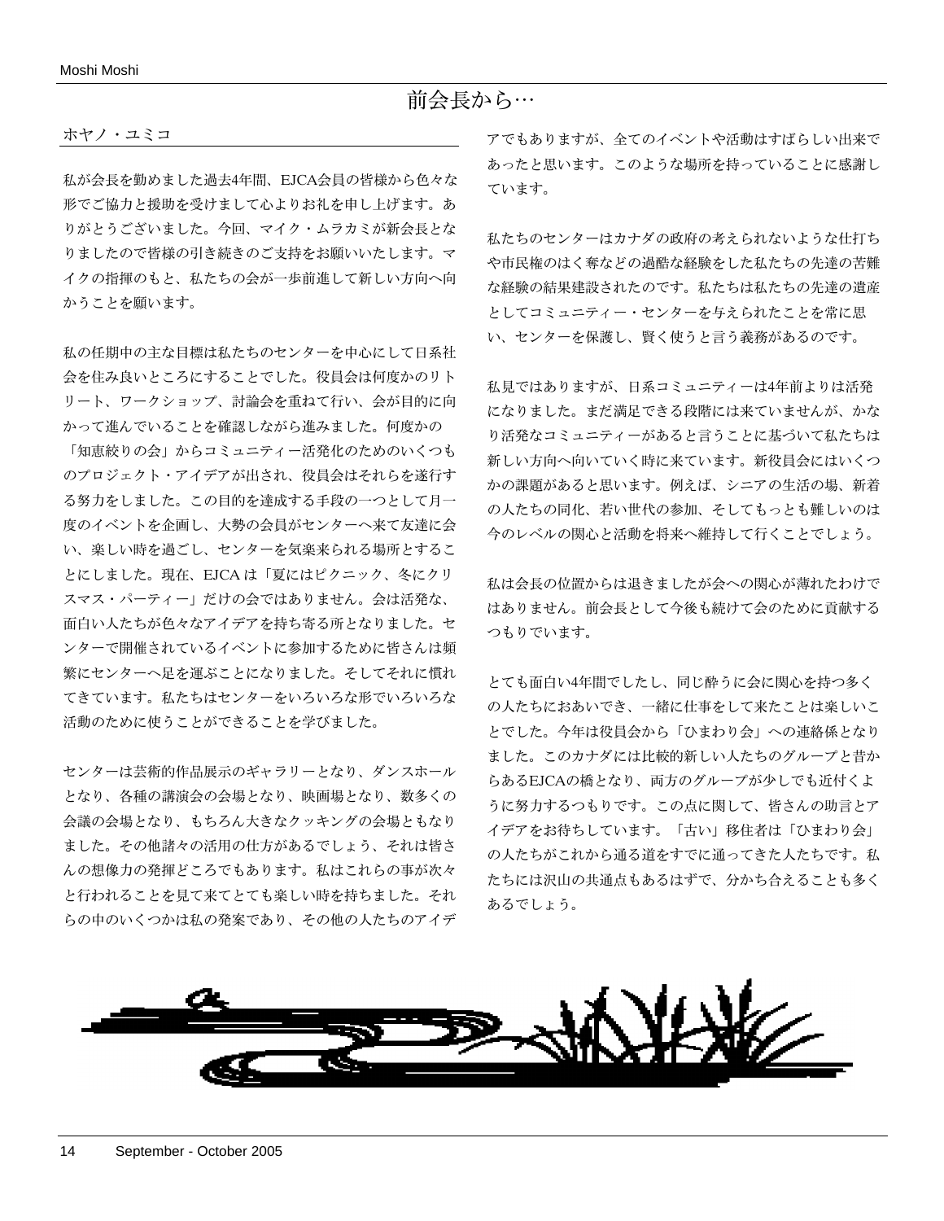# 前会長から…

ホヤノ・ユミコ

私が会長を勤めました過去4年間、EJCA会員の皆様から色々な形でご協力と援助を受けまして心よりお礼を申し上げます。ありがとうございました。今回、マイク・ムラカミが新会長となりましたので皆様の引き続きのご支持をお願いいたします。マイクの指揮のもと、私たちの会が一歩前進して新しい方向へ向かうことを願います。

私の任期中の主な目標は私たちのセンターを中心にして日系社会を住み良いところにすることでした。役員会は何度かのリトリート、ワークショップ、討論会を重ねて行い、会が目的に向かって進んでいることを確認しながら進みました。何度かの「知恵絞りの会」からコミュニティー活発化のためのいくつものプロジェクト・アイデアが出され、役員会はそれらを遂行する努力をしました。この目的を達成する手段の一つとして月一度のイベントを企画し、大勢の会員がセンターへ来て友達に会い、楽しい時を過ごし、センターを気楽来られる場所とすることにしました。現在、EJCA は「夏にはピクニック、冬にクリスマス・パーティー」だけの会ではありません。会は活発な、面白い人たちが色々なアイデアを持ち寄る所となりました。センターで開催されているイベントに参加するために皆さんは頻繁にセンターへ足を運ぶことになりました。そしてそれに慣れてきています。私たちはセンターをいろいろな形でいろいろな活動のために使うことができることを学びました。

センターは芸術的作品展示のギャラリーとなり、ダンスホールとなり、各種の講演会の会場となり、映画場となり、数多くの会議の会場となり、もちろん大きなクッキングの会場ともなりました。その他諸々の活用の仕方があるでしょう、それは皆さんの想像力の発揮どころでもあります。私はこれらの事が次々と行われることを見て来てとても楽しい時を持ちました。それらの中のいくつかは私の発案であり、その他の人たちのアイデアでもありますが、全てのイベントや活動はすばらしい出来であったと思います。このような場所を持っていることに感謝しています。

私たちのセンターはカナダの政府の考えられないような仕打ちや市民権のはく奪などの過酷な経験をした私たちの先達の苦難な経験の結果建設されたのです。私たちは私たちの先達の遺産としてコミュニティー・センターを与えられたことを常に思い、センターを保護し、賢く使うと言う義務があるのです。

私見ではありますが、日系コミュニティーは4年前よりは活発になりました。まだ満足できる段階には来ていませんが、かなり活発なコミュニティーがあると言うことに基づいて私たちは新しい方向へ向いていく時に来ています。新役員会にはいくつかの課題があると思います。例えば、シニアの生活の場、新着の人たちの同化、若い世代の参加、そしてもっとも難しいのは今のレベルの関心と活動を将来へ維持して行くことでしょう。

私は会長の位置からは退きましたが会への関心が薄れたわけではありません。前会長として今後も続けて会のために貢献するつもりでいます。

とても面白い4年間でしたし、同じ酔うに会に関心を持つ多くの人たちにおあいでき、一緒に仕事をして来たことは楽しいことでした。今年は役員会から「ひまわり会」への連絡係となりました。このカナダには比較的新しい人たちのグループと昔からあるEJCAの橋となり、両方のグループが少しでも近付くように努力するつもりです。この点に関して、皆さんの助言とアイデアをお待ちしています。「古い」移住者は「ひまわり会」の人たちがこれから通る道をすでに通ってきた人たちです。私たちには沢山の共通点もあるはずで、分かち合えることも多くあるでしょう。